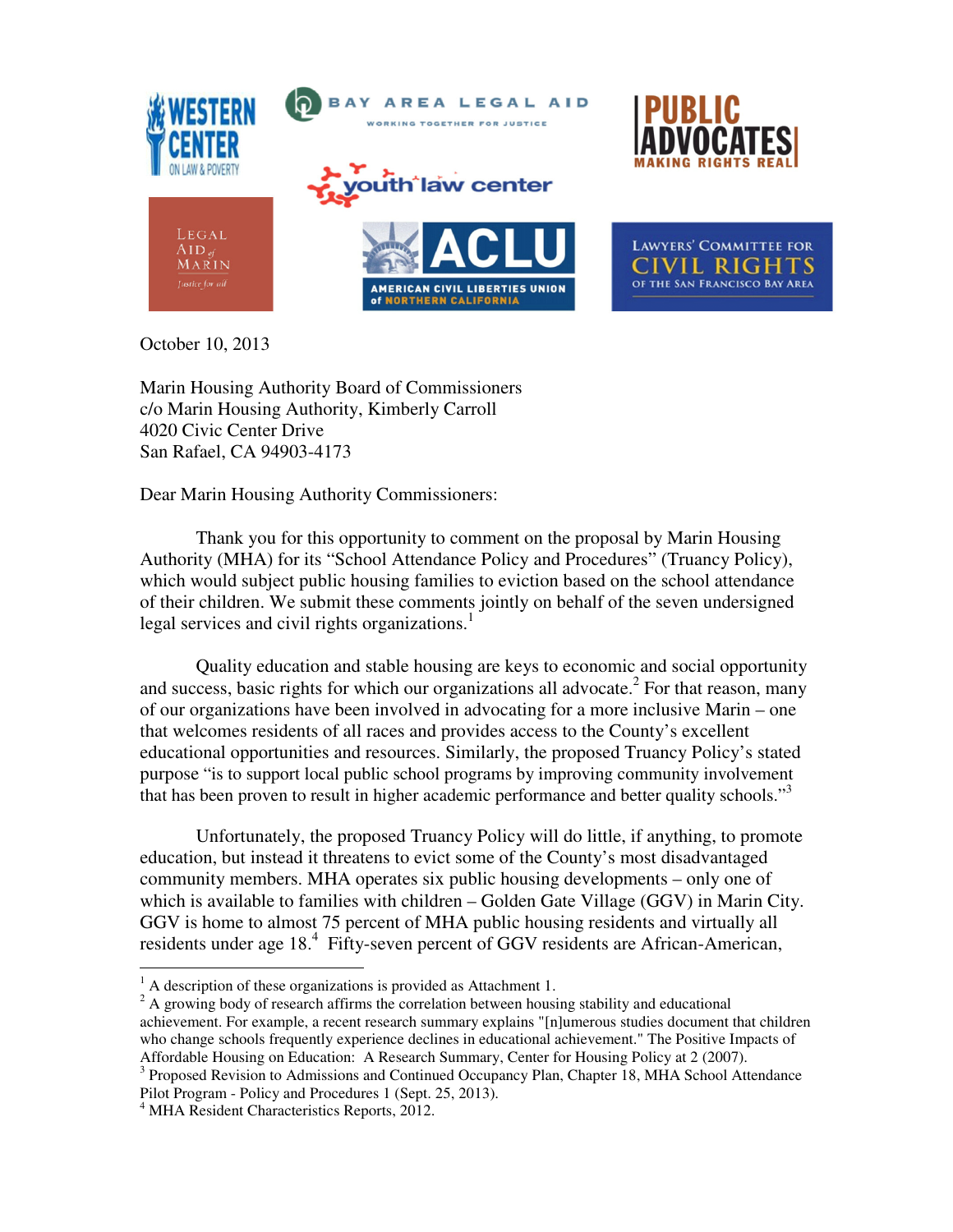October 10, 2013

Marin Housing Authority Board of Commissioners
c/o Marin Housing Authority, Kimberly Carroll
4020 Civic Center Drive
San Rafael, CA 94903-4173

Dear Marin Housing Authority Commissioners:

Thank you for this opportunity to comment on the proposal by Marin Housing Authority (MHA) for its "School Attendance Policy and Procedures" (Truancy Policy), which would subject public housing families to eviction based on the school attendance of their children. We submit these comments jointly on behalf of the seven undersigned legal services and civil rights organizations.[1]

Quality education and stable housing are keys to economic and social opportunity and success, basic rights for which our organizations all advocate.[2] For that reason, many of our organizations have been involved in advocating for a more inclusive Marin – one that welcomes residents of all races and provides access to the County's excellent educational opportunities and resources. Similarly, the proposed Truancy Policy's stated purpose "is to support local public school programs by improving community involvement that has been proven to result in higher academic performance and better quality schools."[3]

Unfortunately, the proposed Truancy Policy will do little, if anything, to promote education, but instead it threatens to evict some of the County's most disadvantaged community members. MHA operates six public housing developments – only one of which is available to families with children – Golden Gate Village (GGV) in Marin City. GGV is home to almost 75 percent of MHA public housing residents and virtually all residents under age 18.[4] Fifty-seven percent of GGV residents are African-American,

---

[1] A description of these organizations is provided as Attachment 1.

[2] A growing body of research affirms the correlation between housing stability and educational achievement. For example, a recent research summary explains "[n]umerous studies document that children who change schools frequently experience declines in educational achievement." The Positive Impacts of Affordable Housing on Education: A Research Summary, Center for Housing Policy at 2 (2007).

[3] Proposed Revision to Admissions and Continued Occupancy Plan, Chapter 18, MHA School Attendance Pilot Program - Policy and Procedures 1 (Sept. 25, 2013).

[4] MHA Resident Characteristics Reports, 2012.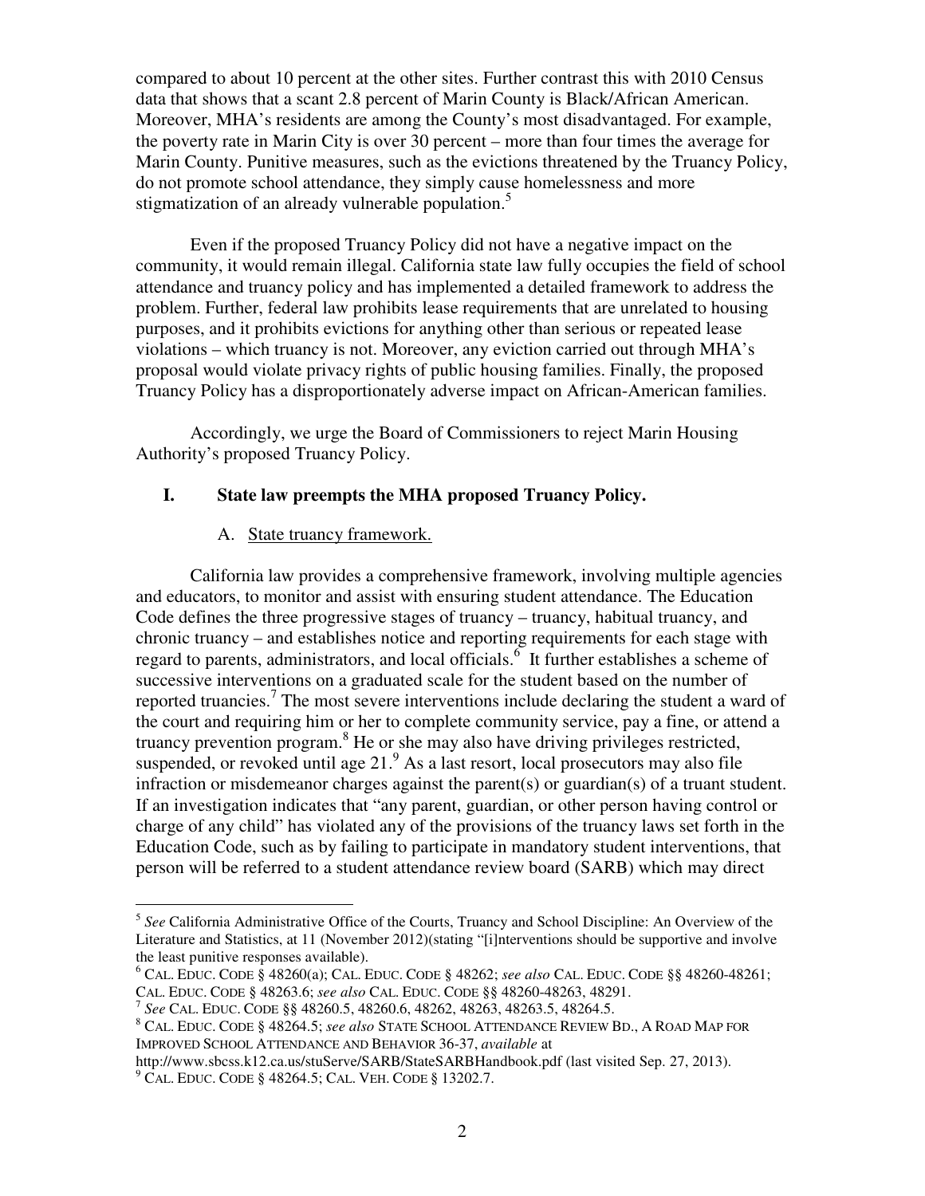compared to about 10 percent at the other sites. Further contrast this with 2010 Census data that shows that a scant 2.8 percent of Marin County is Black/African American. Moreover, MHA's residents are among the County's most disadvantaged. For example, the poverty rate in Marin City is over 30 percent – more than four times the average for Marin County. Punitive measures, such as the evictions threatened by the Truancy Policy, do not promote school attendance, they simply cause homelessness and more stigmatization of an already vulnerable population.[5]

Even if the proposed Truancy Policy did not have a negative impact on the community, it would remain illegal. California state law fully occupies the field of school attendance and truancy policy and has implemented a detailed framework to address the problem. Further, federal law prohibits lease requirements that are unrelated to housing purposes, and it prohibits evictions for anything other than serious or repeated lease violations – which truancy is not. Moreover, any eviction carried out through MHA's proposal would violate privacy rights of public housing families. Finally, the proposed Truancy Policy has a disproportionately adverse impact on African-American families.

Accordingly, we urge the Board of Commissioners to reject Marin Housing Authority's proposed Truancy Policy.

## I. State law preempts the MHA proposed Truancy Policy.

### A. State truancy framework.

California law provides a comprehensive framework, involving multiple agencies and educators, to monitor and assist with ensuring student attendance. The Education Code defines the three progressive stages of truancy – truancy, habitual truancy, and chronic truancy – and establishes notice and reporting requirements for each stage with regard to parents, administrators, and local officials.[6] It further establishes a scheme of successive interventions on a graduated scale for the student based on the number of reported truancies.[7] The most severe interventions include declaring the student a ward of the court and requiring him or her to complete community service, pay a fine, or attend a truancy prevention program.[8] He or she may also have driving privileges restricted, suspended, or revoked until age 21.[9] As a last resort, local prosecutors may also file infraction or misdemeanor charges against the parent(s) or guardian(s) of a truant student. If an investigation indicates that "any parent, guardian, or other person having control or charge of any child" has violated any of the provisions of the truancy laws set forth in the Education Code, such as by failing to participate in mandatory student interventions, that person will be referred to a student attendance review board (SARB) which may direct

---

[5] *See* California Administrative Office of the Courts, Truancy and School Discipline: An Overview of the Literature and Statistics, at 11 (November 2012)(stating "[i]nterventions should be supportive and involve the least punitive responses available).

[6] CAL. EDUC. CODE § 48260(a); CAL. EDUC. CODE § 48262; *see also* CAL. EDUC. CODE §§ 48260-48261; CAL. EDUC. CODE § 48263.6; *see also* CAL. EDUC. CODE §§ 48260-48263, 48291.

[7] *See* CAL. EDUC. CODE §§ 48260.5, 48260.6, 48262, 48263, 48263.5, 48264.5.

[8] CAL. EDUC. CODE § 48264.5; *see also* STATE SCHOOL ATTENDANCE REVIEW BD., A ROAD MAP FOR IMPROVED SCHOOL ATTENDANCE AND BEHAVIOR 36-37, *available at* http://www.sbcss.k12.ca.us/stuServe/SARB/StateSARBHandbook.pdf (last visited Sep. 27, 2013).

[9] CAL. EDUC. CODE § 48264.5; CAL. VEH. CODE § 13202.7.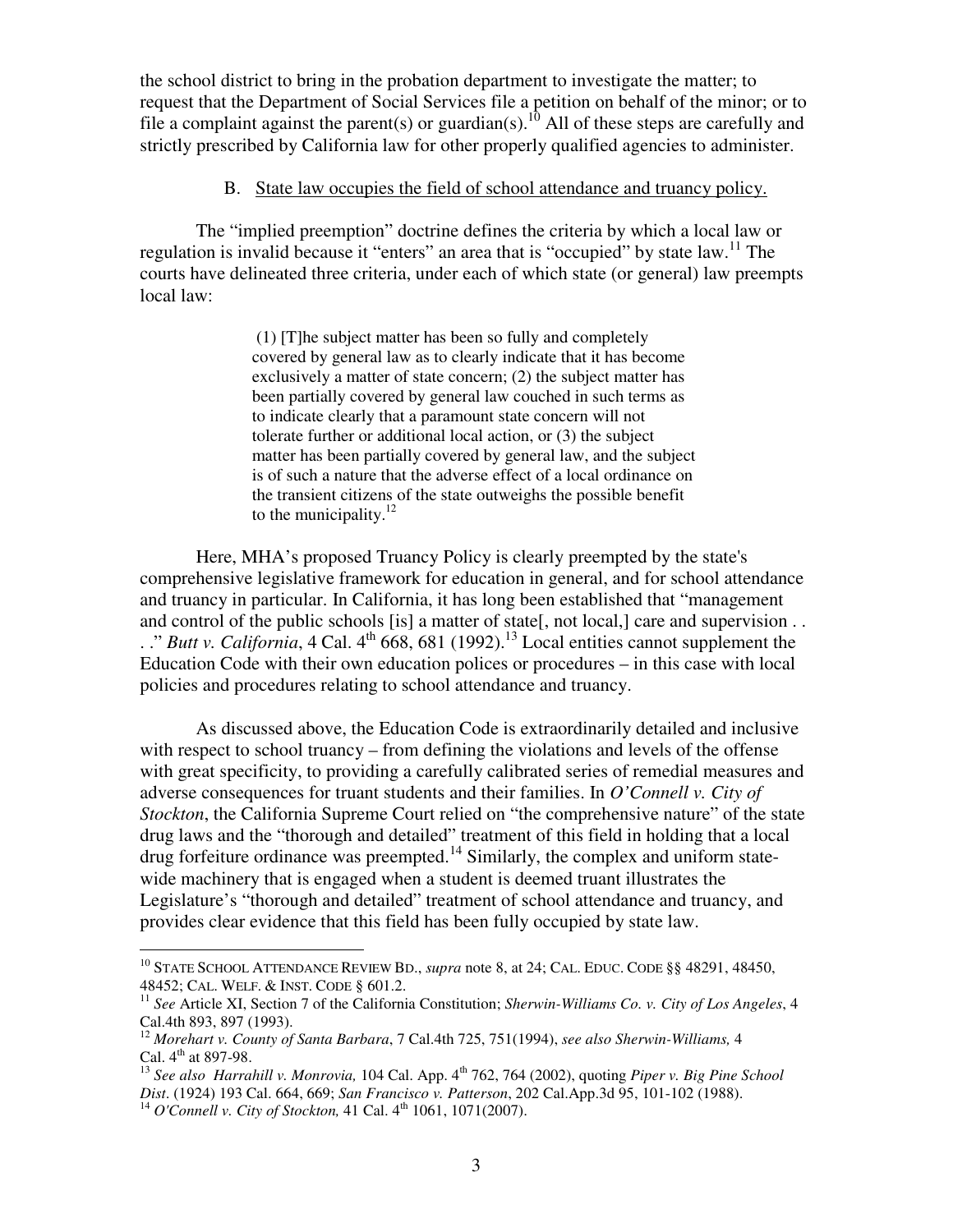the school district to bring in the probation department to investigate the matter; to request that the Department of Social Services file a petition on behalf of the minor; or to file a complaint against the parent(s) or guardian(s).[10] All of these steps are carefully and strictly prescribed by California law for other properly qualified agencies to administer.

B. State law occupies the field of school attendance and truancy policy.

The "implied preemption" doctrine defines the criteria by which a local law or regulation is invalid because it "enters" an area that is "occupied" by state law.[11] The courts have delineated three criteria, under each of which state (or general) law preempts local law:

> (1) [T]he subject matter has been so fully and completely covered by general law as to clearly indicate that it has become exclusively a matter of state concern; (2) the subject matter has been partially covered by general law couched in such terms as to indicate clearly that a paramount state concern will not tolerate further or additional local action, or (3) the subject matter has been partially covered by general law, and the subject is of such a nature that the adverse effect of a local ordinance on the transient citizens of the state outweighs the possible benefit to the municipality.[12]

Here, MHA's proposed Truancy Policy is clearly preempted by the state's comprehensive legislative framework for education in general, and for school attendance and truancy in particular. In California, it has long been established that "management and control of the public schools [is] a matter of state[, not local,] care and supervision . . . ." *Butt v. California*, 4 Cal. 4th 668, 681 (1992).[13] Local entities cannot supplement the Education Code with their own education polices or procedures – in this case with local policies and procedures relating to school attendance and truancy.

As discussed above, the Education Code is extraordinarily detailed and inclusive with respect to school truancy – from defining the violations and levels of the offense with great specificity, to providing a carefully calibrated series of remedial measures and adverse consequences for truant students and their families. In *O'Connell v. City of Stockton*, the California Supreme Court relied on "the comprehensive nature" of the state drug laws and the "thorough and detailed" treatment of this field in holding that a local drug forfeiture ordinance was preempted.[14] Similarly, the complex and uniform state-wide machinery that is engaged when a student is deemed truant illustrates the Legislature's "thorough and detailed" treatment of school attendance and truancy, and provides clear evidence that this field has been fully occupied by state law.

---

[10] STATE SCHOOL ATTENDANCE REVIEW BD., *supra* note 8, at 24; CAL. EDUC. CODE §§ 48291, 48450, 48452; CAL. WELF. & INST. CODE § 601.2.

[11] *See* Article XI, Section 7 of the California Constitution; *Sherwin-Williams Co. v. City of Los Angeles*, 4 Cal.4th 893, 897 (1993).

[12] *Morehart v. County of Santa Barbara*, 7 Cal.4th 725, 751(1994), *see also Sherwin-Williams,* 4 Cal. 4th at 897-98.

[13] *See also Harrahill v. Monrovia,* 104 Cal. App. 4th 762, 764 (2002), quoting *Piper v. Big Pine School Dist*. (1924) 193 Cal. 664, 669; *San Francisco v. Patterson*, 202 Cal.App.3d 95, 101-102 (1988).

[14] *O'Connell v. City of Stockton,* 41 Cal. 4th 1061, 1071(2007).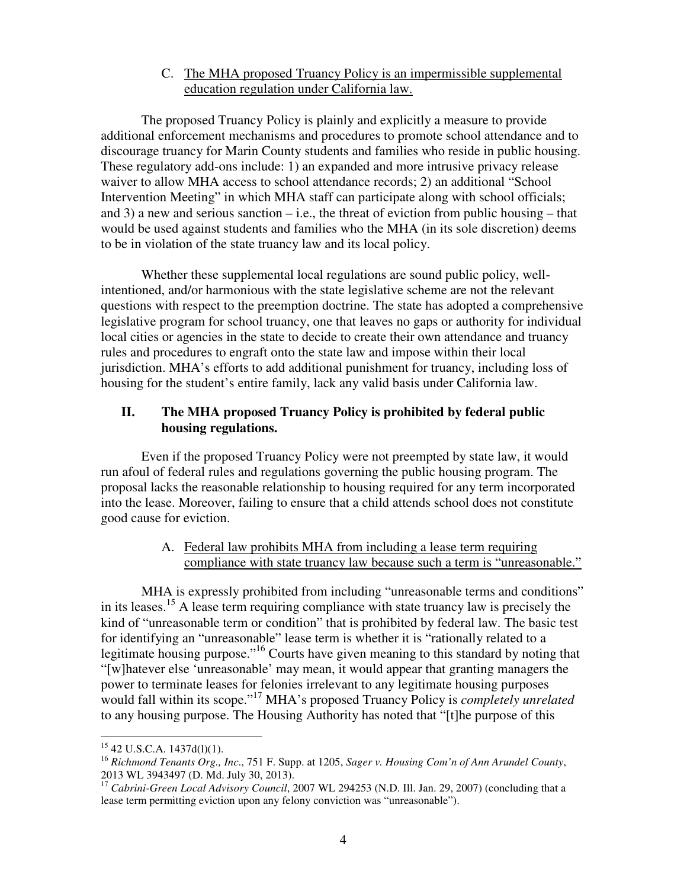C. <u>The MHA proposed Truancy Policy is an impermissible supplemental education regulation under California law.</u>

The proposed Truancy Policy is plainly and explicitly a measure to provide additional enforcement mechanisms and procedures to promote school attendance and to discourage truancy for Marin County students and families who reside in public housing. These regulatory add-ons include: 1) an expanded and more intrusive privacy release waiver to allow MHA access to school attendance records; 2) an additional "School Intervention Meeting" in which MHA staff can participate along with school officials; and 3) a new and serious sanction – i.e., the threat of eviction from public housing – that would be used against students and families who the MHA (in its sole discretion) deems to be in violation of the state truancy law and its local policy.

Whether these supplemental local regulations are sound public policy, well-intentioned, and/or harmonious with the state legislative scheme are not the relevant questions with respect to the preemption doctrine. The state has adopted a comprehensive legislative program for school truancy, one that leaves no gaps or authority for individual local cities or agencies in the state to decide to create their own attendance and truancy rules and procedures to engraft onto the state law and impose within their local jurisdiction. MHA's efforts to add additional punishment for truancy, including loss of housing for the student's entire family, lack any valid basis under California law.

## II. The MHA proposed Truancy Policy is prohibited by federal public housing regulations.

Even if the proposed Truancy Policy were not preempted by state law, it would run afoul of federal rules and regulations governing the public housing program. The proposal lacks the reasonable relationship to housing required for any term incorporated into the lease. Moreover, failing to ensure that a child attends school does not constitute good cause for eviction.

A. <u>Federal law prohibits MHA from including a lease term requiring compliance with state truancy law because such a term is "unreasonable."</u>

MHA is expressly prohibited from including "unreasonable terms and conditions" in its leases.[15] A lease term requiring compliance with state truancy law is precisely the kind of "unreasonable term or condition" that is prohibited by federal law. The basic test for identifying an "unreasonable" lease term is whether it is "rationally related to a legitimate housing purpose."[16] Courts have given meaning to this standard by noting that "[w]hatever else 'unreasonable' may mean, it would appear that granting managers the power to terminate leases for felonies irrelevant to any legitimate housing purposes would fall within its scope."[17] MHA's proposed Truancy Policy is *completely unrelated* to any housing purpose. The Housing Authority has noted that "[t]he purpose of this

---

[15] 42 U.S.C.A. 1437d(l)(1).

[16] *Richmond Tenants Org., Inc*., 751 F. Supp. at 1205, *Sager v. Housing Com'n of Ann Arundel County*, 2013 WL 3943497 (D. Md. July 30, 2013).

[17] *Cabrini-Green Local Advisory Council*, 2007 WL 294253 (N.D. Ill. Jan. 29, 2007) (concluding that a lease term permitting eviction upon any felony conviction was "unreasonable").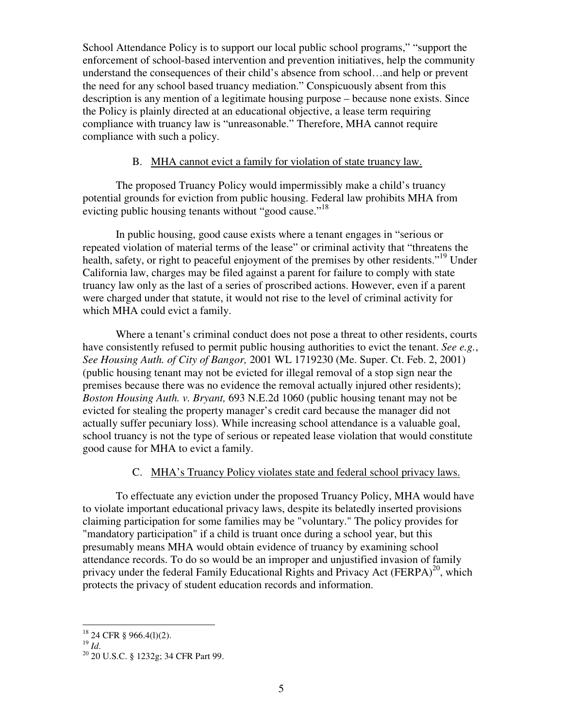School Attendance Policy is to support our local public school programs," "support the enforcement of school-based intervention and prevention initiatives, help the community understand the consequences of their child's absence from school…and help or prevent the need for any school based truancy mediation." Conspicuously absent from this description is any mention of a legitimate housing purpose – because none exists. Since the Policy is plainly directed at an educational objective, a lease term requiring compliance with truancy law is "unreasonable." Therefore, MHA cannot require compliance with such a policy.

### B. MHA cannot evict a family for violation of state truancy law.

The proposed Truancy Policy would impermissibly make a child's truancy potential grounds for eviction from public housing. Federal law prohibits MHA from evicting public housing tenants without "good cause."[18]

In public housing, good cause exists where a tenant engages in "serious or repeated violation of material terms of the lease" or criminal activity that "threatens the health, safety, or right to peaceful enjoyment of the premises by other residents."[19] Under California law, charges may be filed against a parent for failure to comply with state truancy law only as the last of a series of proscribed actions. However, even if a parent were charged under that statute, it would not rise to the level of criminal activity for which MHA could evict a family.

Where a tenant's criminal conduct does not pose a threat to other residents, courts have consistently refused to permit public housing authorities to evict the tenant. *See e.g.*, *See Housing Auth. of City of Bangor,* 2001 WL 1719230 (Me. Super. Ct. Feb. 2, 2001) (public housing tenant may not be evicted for illegal removal of a stop sign near the premises because there was no evidence the removal actually injured other residents); *Boston Housing Auth. v. Bryant,* 693 N.E.2d 1060 (public housing tenant may not be evicted for stealing the property manager's credit card because the manager did not actually suffer pecuniary loss). While increasing school attendance is a valuable goal, school truancy is not the type of serious or repeated lease violation that would constitute good cause for MHA to evict a family.

### C. MHA's Truancy Policy violates state and federal school privacy laws.

To effectuate any eviction under the proposed Truancy Policy, MHA would have to violate important educational privacy laws, despite its belatedly inserted provisions claiming participation for some families may be "voluntary." The policy provides for "mandatory participation" if a child is truant once during a school year, but this presumably means MHA would obtain evidence of truancy by examining school attendance records. To do so would be an improper and unjustified invasion of family privacy under the federal Family Educational Rights and Privacy Act (FERPA)[20], which protects the privacy of student education records and information.

---

[18] 24 CFR § 966.4(l)(2).

[19] *Id*.

[20] 20 U.S.C. § 1232g; 34 CFR Part 99.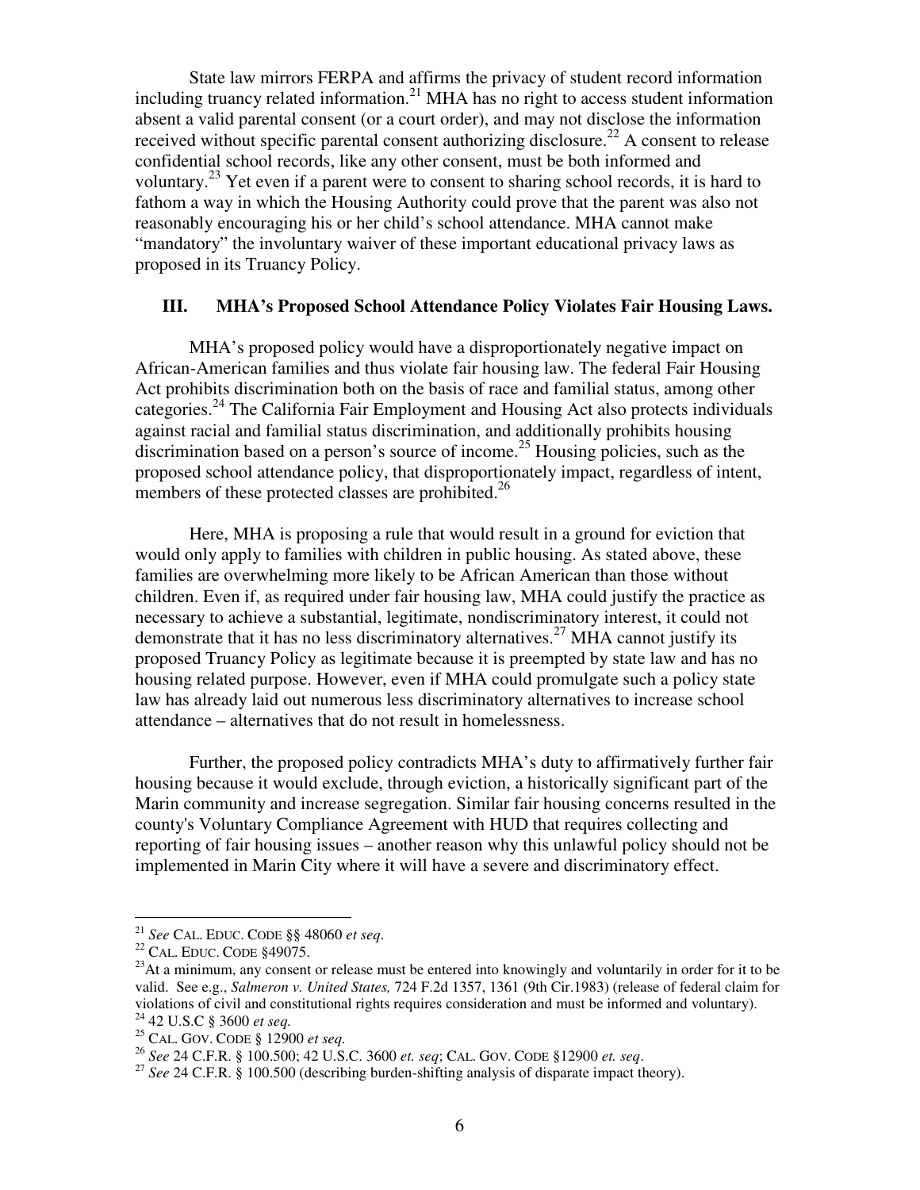State law mirrors FERPA and affirms the privacy of student record information including truancy related information.[21] MHA has no right to access student information absent a valid parental consent (or a court order), and may not disclose the information received without specific parental consent authorizing disclosure.[22] A consent to release confidential school records, like any other consent, must be both informed and voluntary.[23] Yet even if a parent were to consent to sharing school records, it is hard to fathom a way in which the Housing Authority could prove that the parent was also not reasonably encouraging his or her child's school attendance. MHA cannot make "mandatory" the involuntary waiver of these important educational privacy laws as proposed in its Truancy Policy.

## III. MHA's Proposed School Attendance Policy Violates Fair Housing Laws.

MHA's proposed policy would have a disproportionately negative impact on African-American families and thus violate fair housing law. The federal Fair Housing Act prohibits discrimination both on the basis of race and familial status, among other categories.[24] The California Fair Employment and Housing Act also protects individuals against racial and familial status discrimination, and additionally prohibits housing discrimination based on a person's source of income.[25] Housing policies, such as the proposed school attendance policy, that disproportionately impact, regardless of intent, members of these protected classes are prohibited.[26]

Here, MHA is proposing a rule that would result in a ground for eviction that would only apply to families with children in public housing. As stated above, these families are overwhelming more likely to be African American than those without children. Even if, as required under fair housing law, MHA could justify the practice as necessary to achieve a substantial, legitimate, nondiscriminatory interest, it could not demonstrate that it has no less discriminatory alternatives.[27] MHA cannot justify its proposed Truancy Policy as legitimate because it is preempted by state law and has no housing related purpose. However, even if MHA could promulgate such a policy state law has already laid out numerous less discriminatory alternatives to increase school attendance – alternatives that do not result in homelessness.

Further, the proposed policy contradicts MHA's duty to affirmatively further fair housing because it would exclude, through eviction, a historically significant part of the Marin community and increase segregation. Similar fair housing concerns resulted in the county's Voluntary Compliance Agreement with HUD that requires collecting and reporting of fair housing issues – another reason why this unlawful policy should not be implemented in Marin City where it will have a severe and discriminatory effect.

---

[21] *See* CAL. EDUC. CODE §§ 48060 *et seq*.

[22] CAL. EDUC. CODE §49075.

[23] At a minimum, any consent or release must be entered into knowingly and voluntarily in order for it to be valid. See e.g., *Salmeron v. United States,* 724 F.2d 1357, 1361 (9th Cir.1983) (release of federal claim for violations of civil and constitutional rights requires consideration and must be informed and voluntary).

[24] 42 U.S.C § 3600 *et seq.*

[25] CAL. GOV. CODE § 12900 *et seq.*

[26] *See* 24 C.F.R. § 100.500; 42 U.S.C. 3600 *et. seq*; CAL. GOV. CODE §12900 *et. seq*.

[27] *See* 24 C.F.R. § 100.500 (describing burden-shifting analysis of disparate impact theory).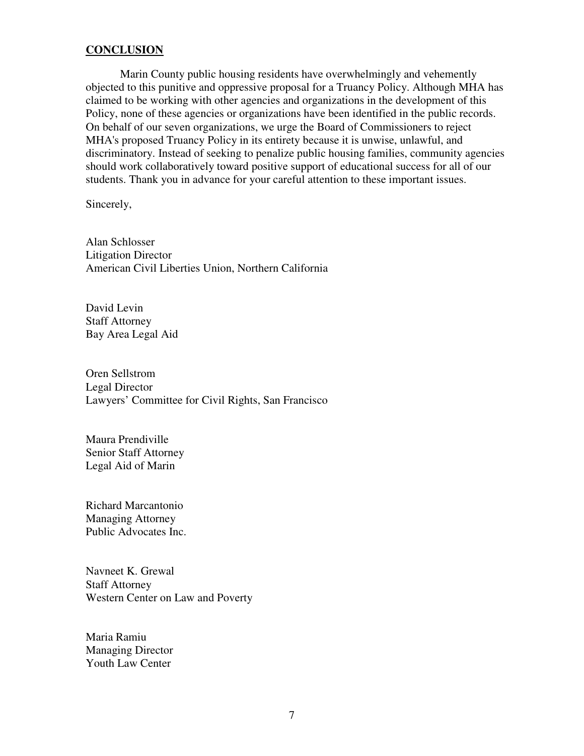## **CONCLUSION**

Marin County public housing residents have overwhelmingly and vehemently objected to this punitive and oppressive proposal for a Truancy Policy. Although MHA has claimed to be working with other agencies and organizations in the development of this Policy, none of these agencies or organizations have been identified in the public records. On behalf of our seven organizations, we urge the Board of Commissioners to reject MHA's proposed Truancy Policy in its entirety because it is unwise, unlawful, and discriminatory. Instead of seeking to penalize public housing families, community agencies should work collaboratively toward positive support of educational success for all of our students. Thank you in advance for your careful attention to these important issues.

Sincerely,

Alan Schlosser
Litigation Director
American Civil Liberties Union, Northern California

David Levin
Staff Attorney
Bay Area Legal Aid

Oren Sellstrom
Legal Director
Lawyers' Committee for Civil Rights, San Francisco

Maura Prendiville
Senior Staff Attorney
Legal Aid of Marin

Richard Marcantonio
Managing Attorney
Public Advocates Inc.

Navneet K. Grewal
Staff Attorney
Western Center on Law and Poverty

Maria Ramiu
Managing Director
Youth Law Center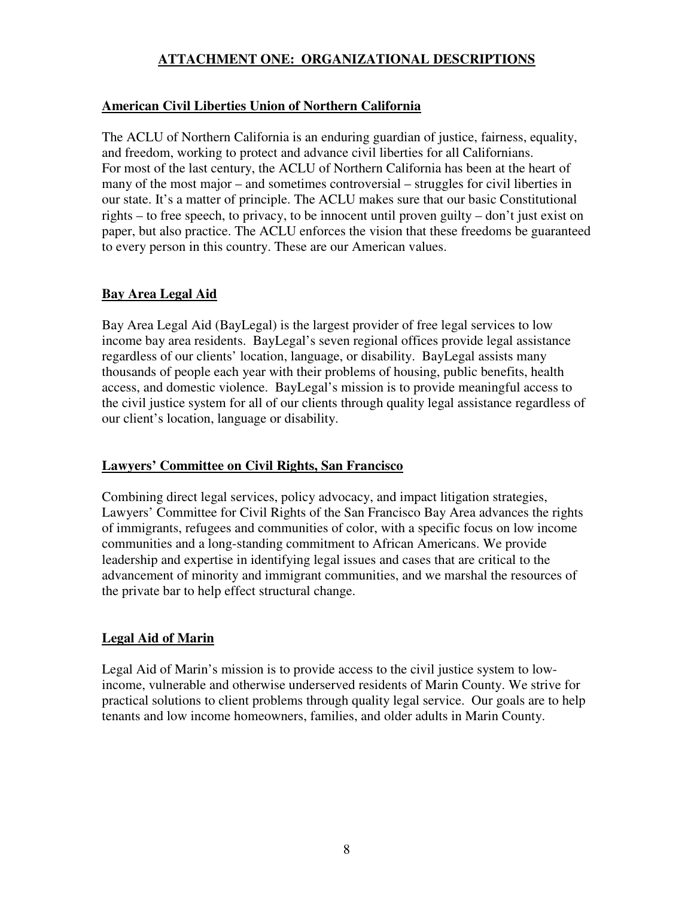## ATTACHMENT ONE: ORGANIZATIONAL DESCRIPTIONS

### American Civil Liberties Union of Northern California

The ACLU of Northern California is an enduring guardian of justice, fairness, equality, and freedom, working to protect and advance civil liberties for all Californians. For most of the last century, the ACLU of Northern California has been at the heart of many of the most major – and sometimes controversial – struggles for civil liberties in our state. It's a matter of principle. The ACLU makes sure that our basic Constitutional rights – to free speech, to privacy, to be innocent until proven guilty – don't just exist on paper, but also practice. The ACLU enforces the vision that these freedoms be guaranteed to every person in this country. These are our American values.

### Bay Area Legal Aid

Bay Area Legal Aid (BayLegal) is the largest provider of free legal services to low income bay area residents. BayLegal's seven regional offices provide legal assistance regardless of our clients' location, language, or disability. BayLegal assists many thousands of people each year with their problems of housing, public benefits, health access, and domestic violence. BayLegal's mission is to provide meaningful access to the civil justice system for all of our clients through quality legal assistance regardless of our client's location, language or disability.

### Lawyers' Committee on Civil Rights, San Francisco

Combining direct legal services, policy advocacy, and impact litigation strategies, Lawyers' Committee for Civil Rights of the San Francisco Bay Area advances the rights of immigrants, refugees and communities of color, with a specific focus on low income communities and a long-standing commitment to African Americans. We provide leadership and expertise in identifying legal issues and cases that are critical to the advancement of minority and immigrant communities, and we marshal the resources of the private bar to help effect structural change.

### Legal Aid of Marin

Legal Aid of Marin's mission is to provide access to the civil justice system to low-income, vulnerable and otherwise underserved residents of Marin County. We strive for practical solutions to client problems through quality legal service. Our goals are to help tenants and low income homeowners, families, and older adults in Marin County.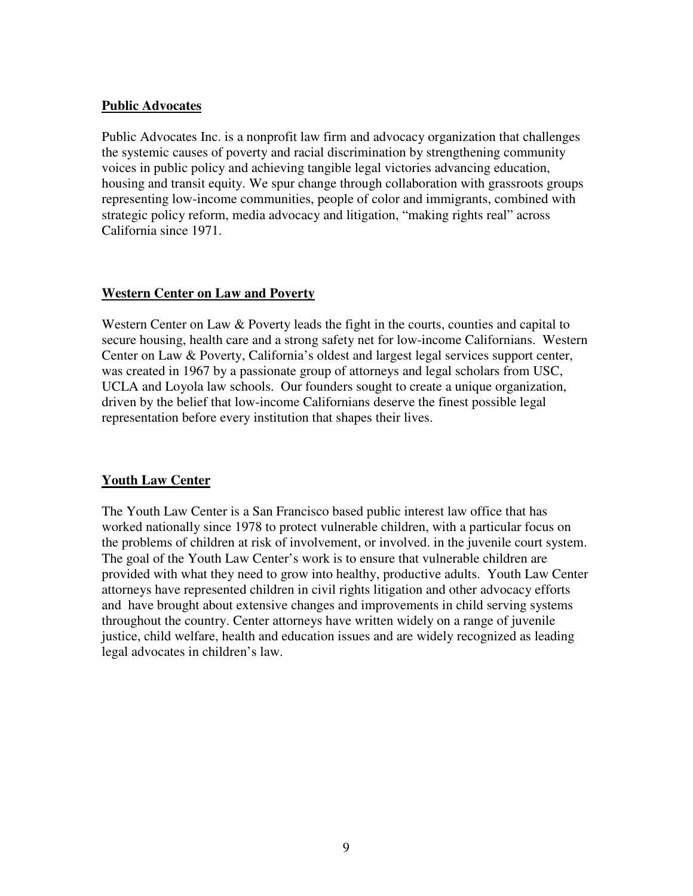**Public Advocates**

Public Advocates Inc. is a nonprofit law firm and advocacy organization that challenges the systemic causes of poverty and racial discrimination by strengthening community voices in public policy and achieving tangible legal victories advancing education, housing and transit equity. We spur change through collaboration with grassroots groups representing low-income communities, people of color and immigrants, combined with strategic policy reform, media advocacy and litigation, "making rights real" across California since 1971.

**Western Center on Law and Poverty**

Western Center on Law & Poverty leads the fight in the courts, counties and capital to secure housing, health care and a strong safety net for low-income Californians. Western Center on Law & Poverty, California's oldest and largest legal services support center, was created in 1967 by a passionate group of attorneys and legal scholars from USC, UCLA and Loyola law schools. Our founders sought to create a unique organization, driven by the belief that low-income Californians deserve the finest possible legal representation before every institution that shapes their lives.

**Youth Law Center**

The Youth Law Center is a San Francisco based public interest law office that has worked nationally since 1978 to protect vulnerable children, with a particular focus on the problems of children at risk of involvement, or involved. in the juvenile court system. The goal of the Youth Law Center's work is to ensure that vulnerable children are provided with what they need to grow into healthy, productive adults. Youth Law Center attorneys have represented children in civil rights litigation and other advocacy efforts and have brought about extensive changes and improvements in child serving systems throughout the country. Center attorneys have written widely on a range of juvenile justice, child welfare, health and education issues and are widely recognized as leading legal advocates in children's law.